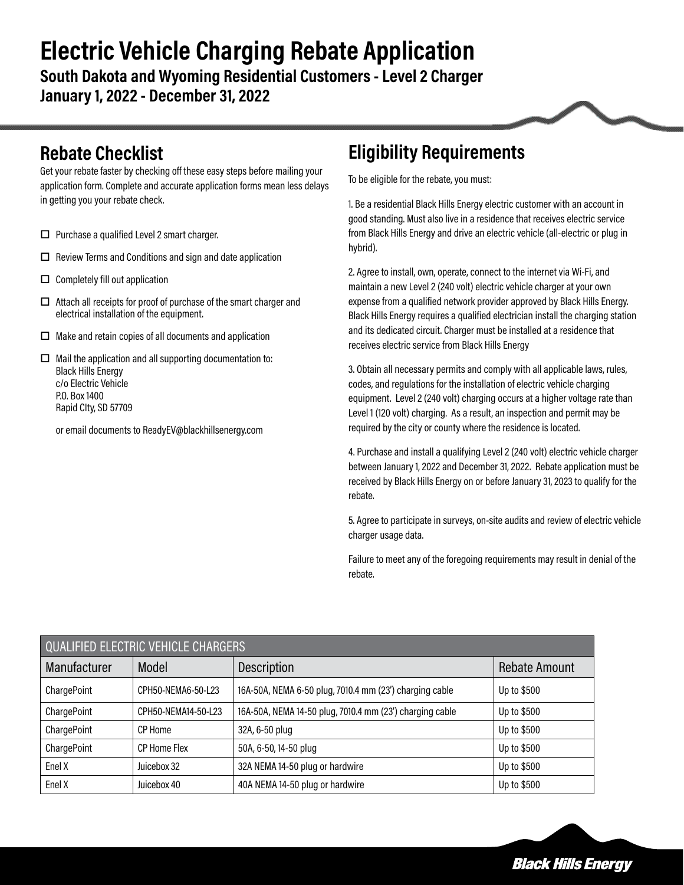# Electric Vehicle Charging Rebate Application

**South Dakota and Wyoming Residential Customers - Level 2 Charger**
**January 1, 2022 - December 31, 2022**

## Rebate Checklist

Get your rebate faster by checking off these easy steps before mailing your application form. Complete and accurate application forms mean less delays in getting you your rebate check.

- ☐ Purchase a qualified Level 2 smart charger.
- ☐ Review Terms and Conditions and sign and date application
- ☐ Completely fill out application
- ☐ Attach all receipts for proof of purchase of the smart charger and electrical installation of the equipment.
- ☐ Make and retain copies of all documents and application
- ☐ Mail the application and all supporting documentation to:
  Black Hills Energy
  c/o Electric Vehicle
  P.O. Box 1400
  Rapid CIty, SD 57709

  or email documents to ReadyEV@blackhillsenergy.com

## Eligibility Requirements

To be eligible for the rebate, you must:

1. Be a residential Black Hills Energy electric customer with an account in good standing. Must also live in a residence that receives electric service from Black Hills Energy and drive an electric vehicle (all-electric or plug in hybrid).

2. Agree to install, own, operate, connect to the internet via Wi-Fi, and maintain a new Level 2 (240 volt) electric vehicle charger at your own expense from a qualified network provider approved by Black Hills Energy. Black Hills Energy requires a qualified electrician install the charging station and its dedicated circuit. Charger must be installed at a residence that receives electric service from Black Hills Energy

3. Obtain all necessary permits and comply with all applicable laws, rules, codes, and regulations for the installation of electric vehicle charging equipment. Level 2 (240 volt) charging occurs at a higher voltage rate than Level 1 (120 volt) charging. As a result, an inspection and permit may be required by the city or county where the residence is located.

4. Purchase and install a qualifying Level 2 (240 volt) electric vehicle charger between January 1, 2022 and December 31, 2022. Rebate application must be received by Black Hills Energy on or before January 31, 2023 to qualify for the rebate.

5. Agree to participate in surveys, on-site audits and review of electric vehicle charger usage data.

Failure to meet any of the foregoing requirements may result in denial of the rebate.

| QUALIFIED ELECTRIC VEHICLE CHARGERS | | | |
|---|---|---|---|
| Manufacturer | Model | Description | Rebate Amount |
| ChargePoint | CPH50-NEMA6-50-L23 | 16A-50A, NEMA 6-50 plug, 7010.4 mm (23') charging cable | Up to $500 |
| ChargePoint | CPH50-NEMA14-50-L23 | 16A-50A, NEMA 14-50 plug, 7010.4 mm (23') charging cable | Up to $500 |
| ChargePoint | CP Home | 32A, 6-50 plug | Up to $500 |
| ChargePoint | CP Home Flex | 50A, 6-50, 14-50 plug | Up to $500 |
| Enel X | Juicebox 32 | 32A NEMA 14-50 plug or hardwire | Up to $500 |
| Enel X | Juicebox 40 | 40A NEMA 14-50 plug or hardwire | Up to $500 |

Black Hills Energy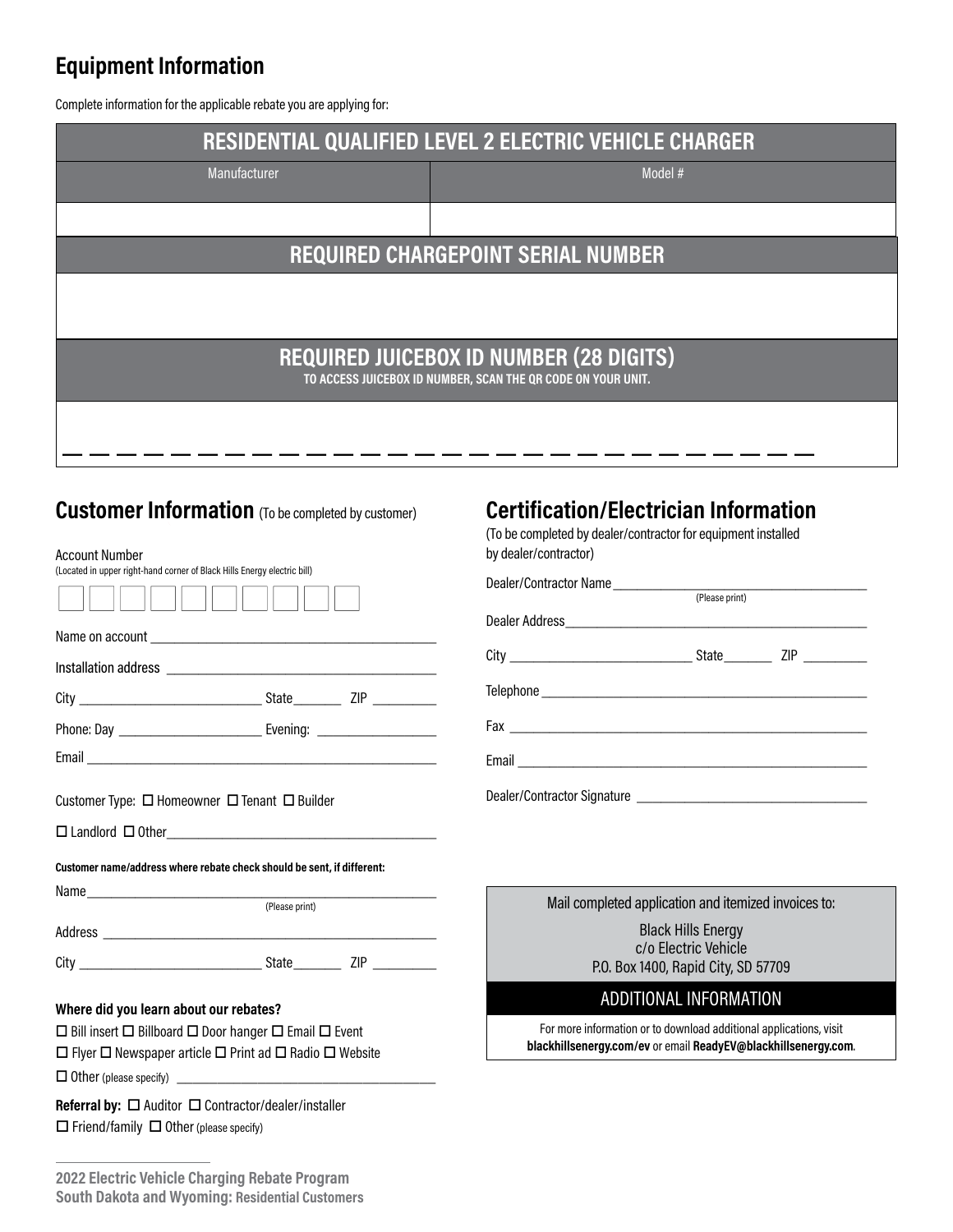## Equipment Information

Complete information for the applicable rebate you are applying for:

| RESIDENTIAL QUALIFIED LEVEL 2 ELECTRIC VEHICLE CHARGER | |
|---|---|
| Manufacturer | Model # |
| | |

| REQUIRED CHARGEPOINT SERIAL NUMBER |
|---|
| |

| REQUIRED JUICEBOX ID NUMBER (28 DIGITS) TO ACCESS JUICEBOX ID NUMBER, SCAN THE QR CODE ON YOUR UNIT. |
|---|
| _ _ _ _ _ _ _ _ _ _ _ _ _ _ _ _ _ _ _ _ _ _ _ _ _ _ _ _ |

## Customer Information (To be completed by customer)

Account Number
(Located in upper right-hand corner of Black Hills Energy electric bill)

☐☐☐☐☐☐☐☐☐☐

Name on account ______________________________

Installation address ______________________________

City ____________________ State________ ZIP __________

Phone: Day ____________________ Evening: ________________

Email ______________________________

Customer Type: ☐ Homeowner ☐ Tenant ☐ Builder

☐ Landlord ☐ Other______________________________

**Customer name/address where rebate check should be sent, if different:**

Name______________________________
(Please print)

Address ______________________________

City ____________________ State________ ZIP __________

**Where did you learn about our rebates?**

☐ Bill insert ☐ Billboard ☐ Door hanger ☐ Email ☐ Event

☐ Flyer ☐ Newspaper article ☐ Print ad ☐ Radio ☐ Website

☐ Other (please specify) ______________________________

**Referral by:** ☐ Auditor ☐ Contractor/dealer/installer

☐ Friend/family ☐ Other (please specify)

## Certification/Electrician Information

(To be completed by dealer/contractor for equipment installed by dealer/contractor)

Dealer/Contractor Name______________________________
(Please print)

Dealer Address______________________________

City ____________________ State________ ZIP __________

Telephone ______________________________

Fax ______________________________

Email ______________________________

Dealer/Contractor Signature ______________________________

Mail completed application and itemized invoices to:

Black Hills Energy
c/o Electric Vehicle
P.O. Box 1400, Rapid City, SD 57709

**ADDITIONAL INFORMATION**

For more information or to download additional applications, visit **blackhillsenergy.com/ev** or email **ReadyEV@blackhillsenergy.com**.

**2022 Electric Vehicle Charging Rebate Program**
**South Dakota and Wyoming: Residential Customers**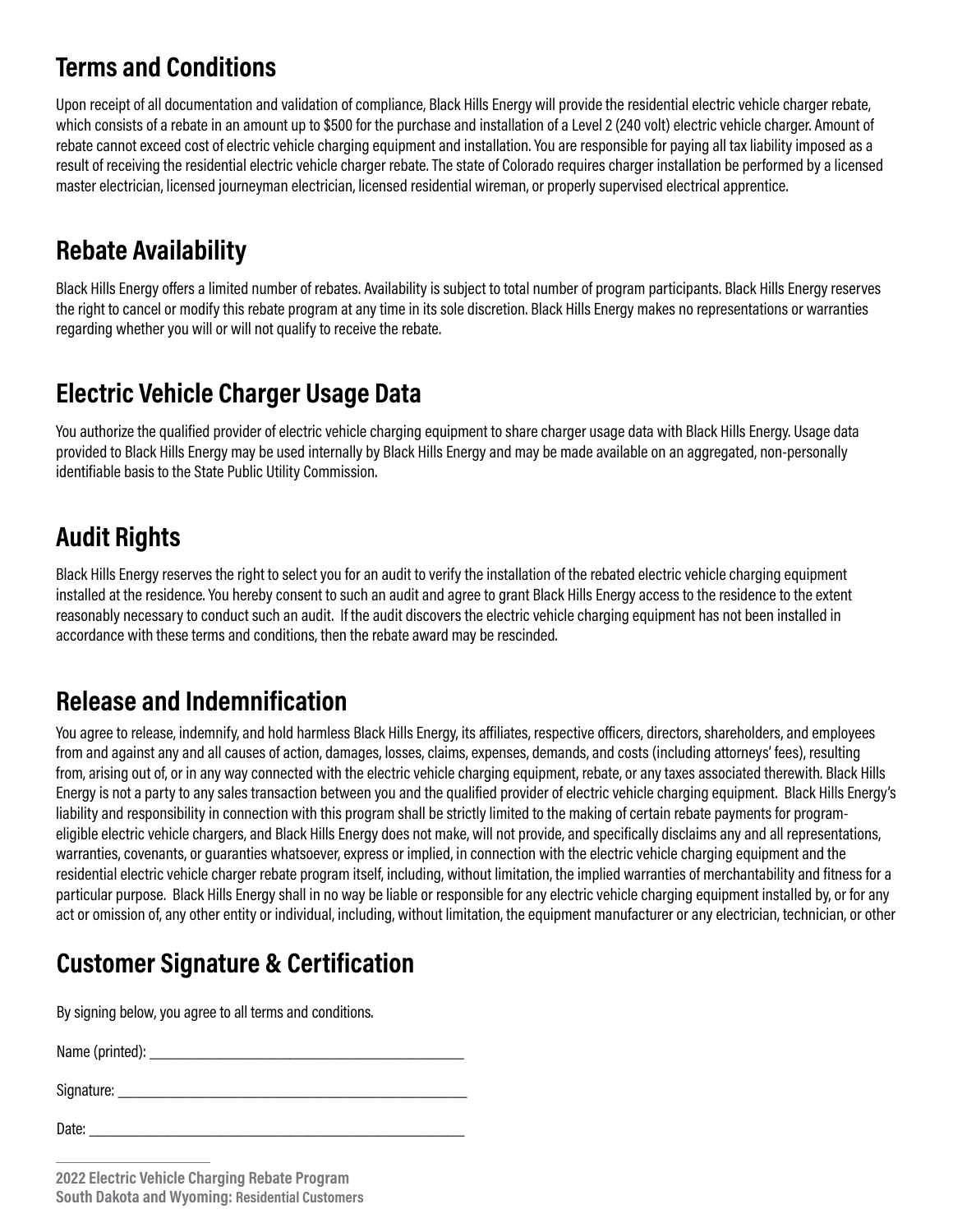## Terms and Conditions

Upon receipt of all documentation and validation of compliance, Black Hills Energy will provide the residential electric vehicle charger rebate, which consists of a rebate in an amount up to $500 for the purchase and installation of a Level 2 (240 volt) electric vehicle charger. Amount of rebate cannot exceed cost of electric vehicle charging equipment and installation. You are responsible for paying all tax liability imposed as a result of receiving the residential electric vehicle charger rebate. The state of Colorado requires charger installation be performed by a licensed master electrician, licensed journeyman electrician, licensed residential wireman, or properly supervised electrical apprentice.

## Rebate Availability

Black Hills Energy offers a limited number of rebates. Availability is subject to total number of program participants. Black Hills Energy reserves the right to cancel or modify this rebate program at any time in its sole discretion. Black Hills Energy makes no representations or warranties regarding whether you will or will not qualify to receive the rebate.

## Electric Vehicle Charger Usage Data

You authorize the qualified provider of electric vehicle charging equipment to share charger usage data with Black Hills Energy. Usage data provided to Black Hills Energy may be used internally by Black Hills Energy and may be made available on an aggregated, non-personally identifiable basis to the State Public Utility Commission.

## Audit Rights

Black Hills Energy reserves the right to select you for an audit to verify the installation of the rebated electric vehicle charging equipment installed at the residence. You hereby consent to such an audit and agree to grant Black Hills Energy access to the residence to the extent reasonably necessary to conduct such an audit. If the audit discovers the electric vehicle charging equipment has not been installed in accordance with these terms and conditions, then the rebate award may be rescinded.

## Release and Indemnification

You agree to release, indemnify, and hold harmless Black Hills Energy, its affiliates, respective officers, directors, shareholders, and employees from and against any and all causes of action, damages, losses, claims, expenses, demands, and costs (including attorneys' fees), resulting from, arising out of, or in any way connected with the electric vehicle charging equipment, rebate, or any taxes associated therewith. Black Hills Energy is not a party to any sales transaction between you and the qualified provider of electric vehicle charging equipment. Black Hills Energy's liability and responsibility in connection with this program shall be strictly limited to the making of certain rebate payments for program-eligible electric vehicle chargers, and Black Hills Energy does not make, will not provide, and specifically disclaims any and all representations, warranties, covenants, or guaranties whatsoever, express or implied, in connection with the electric vehicle charging equipment and the residential electric vehicle charger rebate program itself, including, without limitation, the implied warranties of merchantability and fitness for a particular purpose. Black Hills Energy shall in no way be liable or responsible for any electric vehicle charging equipment installed by, or for any act or omission of, any other entity or individual, including, without limitation, the equipment manufacturer or any electrician, technician, or other

## Customer Signature & Certification

By signing below, you agree to all terms and conditions.

Name (printed): ______________________________

Signature: ______________________________

Date: ______________________________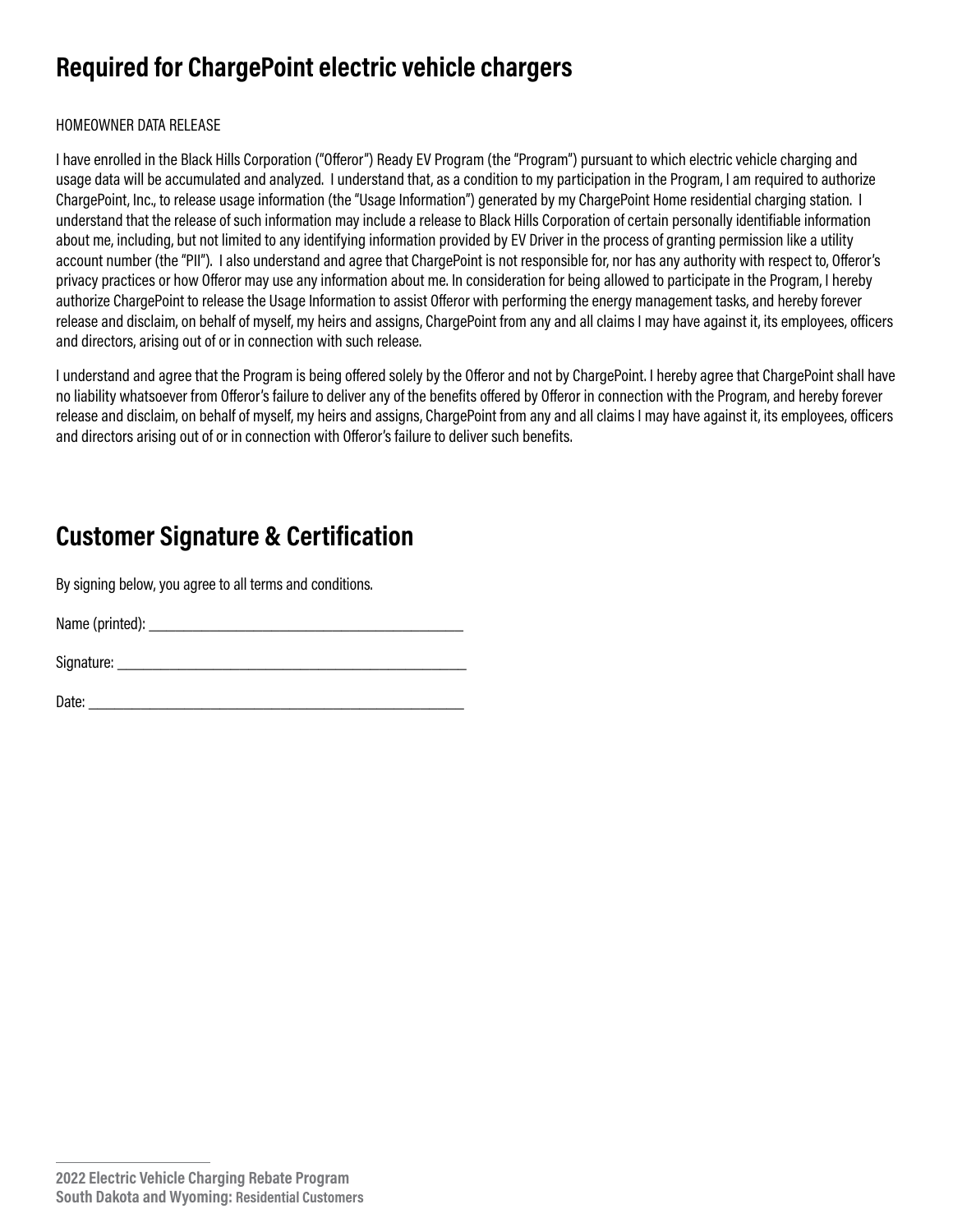## Required for ChargePoint electric vehicle chargers

HOMEOWNER DATA RELEASE

I have enrolled in the Black Hills Corporation ("Offeror") Ready EV Program (the "Program") pursuant to which electric vehicle charging and usage data will be accumulated and analyzed. I understand that, as a condition to my participation in the Program, I am required to authorize ChargePoint, Inc., to release usage information (the "Usage Information") generated by my ChargePoint Home residential charging station. I understand that the release of such information may include a release to Black Hills Corporation of certain personally identifiable information about me, including, but not limited to any identifying information provided by EV Driver in the process of granting permission like a utility account number (the "PII"). I also understand and agree that ChargePoint is not responsible for, nor has any authority with respect to, Offeror's privacy practices or how Offeror may use any information about me. In consideration for being allowed to participate in the Program, I hereby authorize ChargePoint to release the Usage Information to assist Offeror with performing the energy management tasks, and hereby forever release and disclaim, on behalf of myself, my heirs and assigns, ChargePoint from any and all claims I may have against it, its employees, officers and directors, arising out of or in connection with such release.

I understand and agree that the Program is being offered solely by the Offeror and not by ChargePoint. I hereby agree that ChargePoint shall have no liability whatsoever from Offeror's failure to deliver any of the benefits offered by Offeror in connection with the Program, and hereby forever release and disclaim, on behalf of myself, my heirs and assigns, ChargePoint from any and all claims I may have against it, its employees, officers and directors arising out of or in connection with Offeror's failure to deliver such benefits.

## Customer Signature & Certification

By signing below, you agree to all terms and conditions.

Name (printed): ___________________________________________

Signature: ________________________________________________

Date: ____________________________________________________